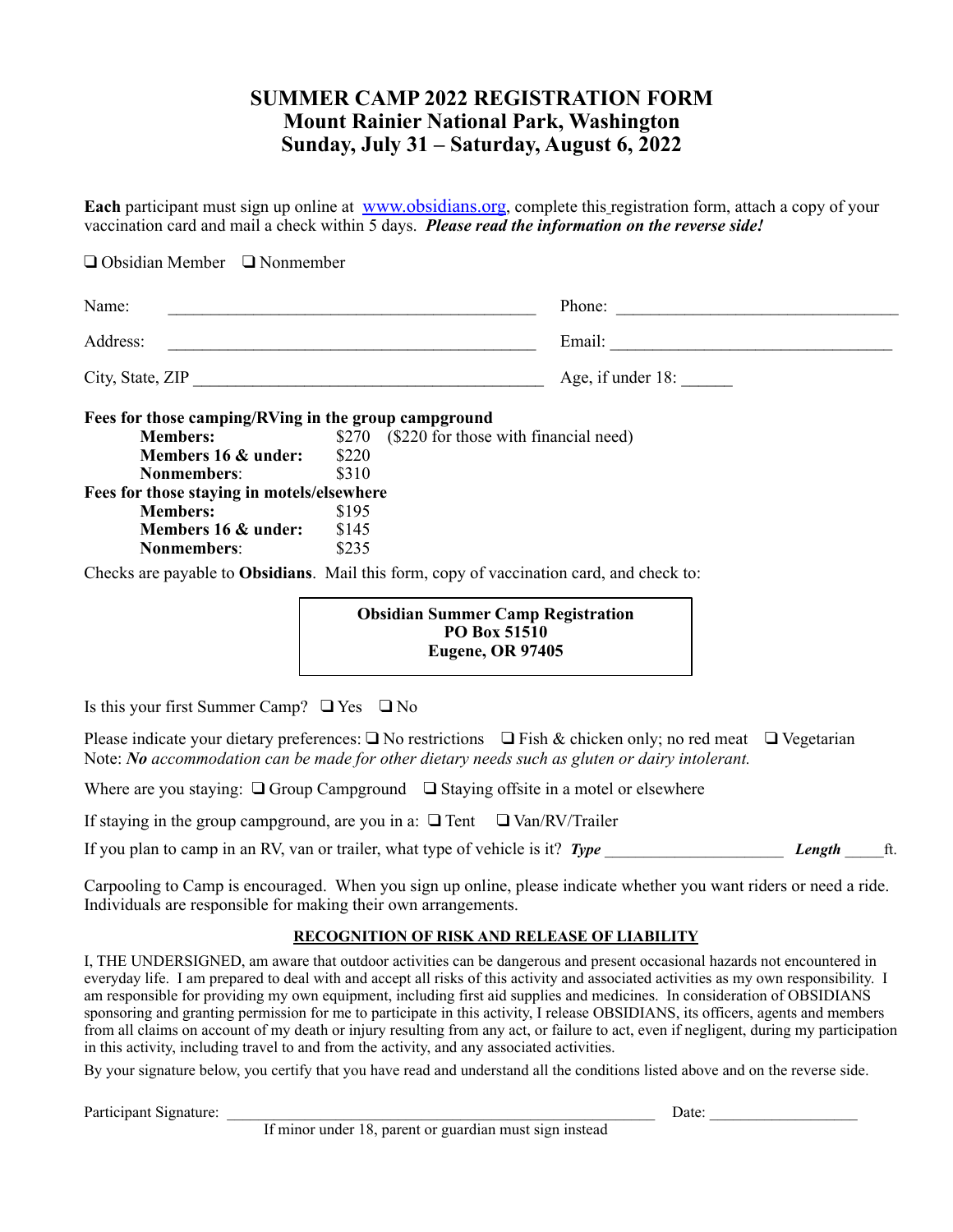# SUMMER CAMP 2022 REGISTRATION FORM
## Mount Rainier National Park, Washington
## Sunday, July 31 – Saturday, August 6, 2022

**Each** participant must sign up online at www.obsidians.org, complete this registration form, attach a copy of your vaccination card and mail a check within 5 days. ***Please read the information on the reverse side!***

❑ Obsidian Member ❑ Nonmember

Name: ___________________________________________ Phone: _________________________________

Address: ___________________________________________ Email: _________________________________

City, State, ZIP _________________________________________ Age, if under 18: ______

**Fees for those camping/RVing in the group campground**

| | | |
|---|---|---|
| **Members:** | $270 | ($220 for those with financial need) |
| **Members 16 & under:** | $220 | |
| **Nonmembers**: | $310 | |

**Fees for those staying in motels/elsewhere**

| | |
|---|---|
| **Members:** | $195 |
| **Members 16 & under:** | $145 |
| **Nonmembers**: | $235 |

Checks are payable to **Obsidians**. Mail this form, copy of vaccination card, and check to:

> **Obsidian Summer Camp Registration**
> **PO Box 51510**
> **Eugene, OR 97405**

Is this your first Summer Camp? ❑ Yes ❑ No

Please indicate your dietary preferences: ❑ No restrictions ❑ Fish & chicken only; no red meat ❑ Vegetarian
Note: ***No*** *accommodation can be made for other dietary needs such as gluten or dairy intolerant.*

Where are you staying: ❑ Group Campground ❑ Staying offsite in a motel or elsewhere

If staying in the group campground, are you in a: ❑ Tent ❑ Van/RV/Trailer

If you plan to camp in an RV, van or trailer, what type of vehicle is it? ***Type*** _____________________ ***Length*** _____ft.

Carpooling to Camp is encouraged. When you sign up online, please indicate whether you want riders or need a ride. Individuals are responsible for making their own arrangements.

### RECOGNITION OF RISK AND RELEASE OF LIABILITY

I, THE UNDERSIGNED, am aware that outdoor activities can be dangerous and present occasional hazards not encountered in everyday life. I am prepared to deal with and accept all risks of this activity and associated activities as my own responsibility. I am responsible for providing my own equipment, including first aid supplies and medicines. In consideration of OBSIDIANS sponsoring and granting permission for me to participate in this activity, I release OBSIDIANS, its officers, agents and members from all claims on account of my death or injury resulting from any act, or failure to act, even if negligent, during my participation in this activity, including travel to and from the activity, and any associated activities.

By your signature below, you certify that you have read and understand all the conditions listed above and on the reverse side.

Participant Signature: _______________________________________________________ Date: ___________________

If minor under 18, parent or guardian must sign instead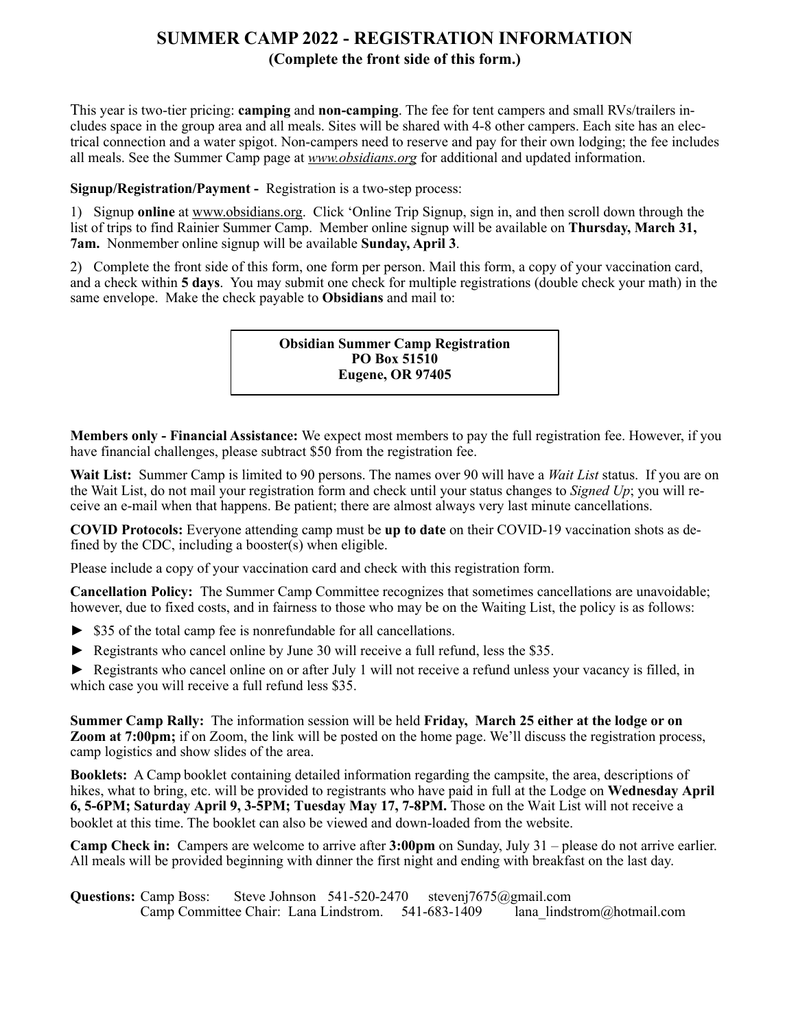# SUMMER CAMP 2022 - REGISTRATION INFORMATION

**(Complete the front side of this form.)**

This year is two-tier pricing: **camping** and **non-camping**. The fee for tent campers and small RVs/trailers includes space in the group area and all meals. Sites will be shared with 4-8 other campers. Each site has an electrical connection and a water spigot. Non-campers need to reserve and pay for their own lodging; the fee includes all meals. See the Summer Camp page at *www.obsidians.org* for additional and updated information.

**Signup/Registration/Payment -** Registration is a two-step process:

1) Signup **online** at www.obsidians.org. Click 'Online Trip Signup, sign in, and then scroll down through the list of trips to find Rainier Summer Camp. Member online signup will be available on **Thursday, March 31, 7am.** Nonmember online signup will be available **Sunday, April 3**.

2) Complete the front side of this form, one form per person. Mail this form, a copy of your vaccination card, and a check within **5 days**. You may submit one check for multiple registrations (double check your math) in the same envelope. Make the check payable to **Obsidians** and mail to:

> **Obsidian Summer Camp Registration**
> **PO Box 51510**
> **Eugene, OR 97405**

**Members only - Financial Assistance:** We expect most members to pay the full registration fee. However, if you have financial challenges, please subtract $50 from the registration fee.

**Wait List:** Summer Camp is limited to 90 persons. The names over 90 will have a *Wait List* status. If you are on the Wait List, do not mail your registration form and check until your status changes to *Signed Up*; you will receive an e-mail when that happens. Be patient; there are almost always very last minute cancellations.

**COVID Protocols:** Everyone attending camp must be **up to date** on their COVID-19 vaccination shots as defined by the CDC, including a booster(s) when eligible.

Please include a copy of your vaccination card and check with this registration form.

**Cancellation Policy:** The Summer Camp Committee recognizes that sometimes cancellations are unavoidable; however, due to fixed costs, and in fairness to those who may be on the Waiting List, the policy is as follows:

- $35 of the total camp fee is nonrefundable for all cancellations.
- Registrants who cancel online by June 30 will receive a full refund, less the $35.
- Registrants who cancel online on or after July 1 will not receive a refund unless your vacancy is filled, in which case you will receive a full refund less $35.

**Summer Camp Rally:** The information session will be held **Friday, March 25 either at the lodge or on Zoom at 7:00pm;** if on Zoom, the link will be posted on the home page. We'll discuss the registration process, camp logistics and show slides of the area.

**Booklets:** A Camp booklet containing detailed information regarding the campsite, the area, descriptions of hikes, what to bring, etc. will be provided to registrants who have paid in full at the Lodge on **Wednesday April 6, 5-6PM; Saturday April 9, 3-5PM; Tuesday May 17, 7-8PM.** Those on the Wait List will not receive a booklet at this time. The booklet can also be viewed and down-loaded from the website.

**Camp Check in:** Campers are welcome to arrive after **3:00pm** on Sunday, July 31 – please do not arrive earlier. All meals will be provided beginning with dinner the first night and ending with breakfast on the last day.

**Questions:** Camp Boss: Steve Johnson 541-520-2470 stevenj7675@gmail.com
Camp Committee Chair: Lana Lindstrom. 541-683-1409 lana_lindstrom@hotmail.com